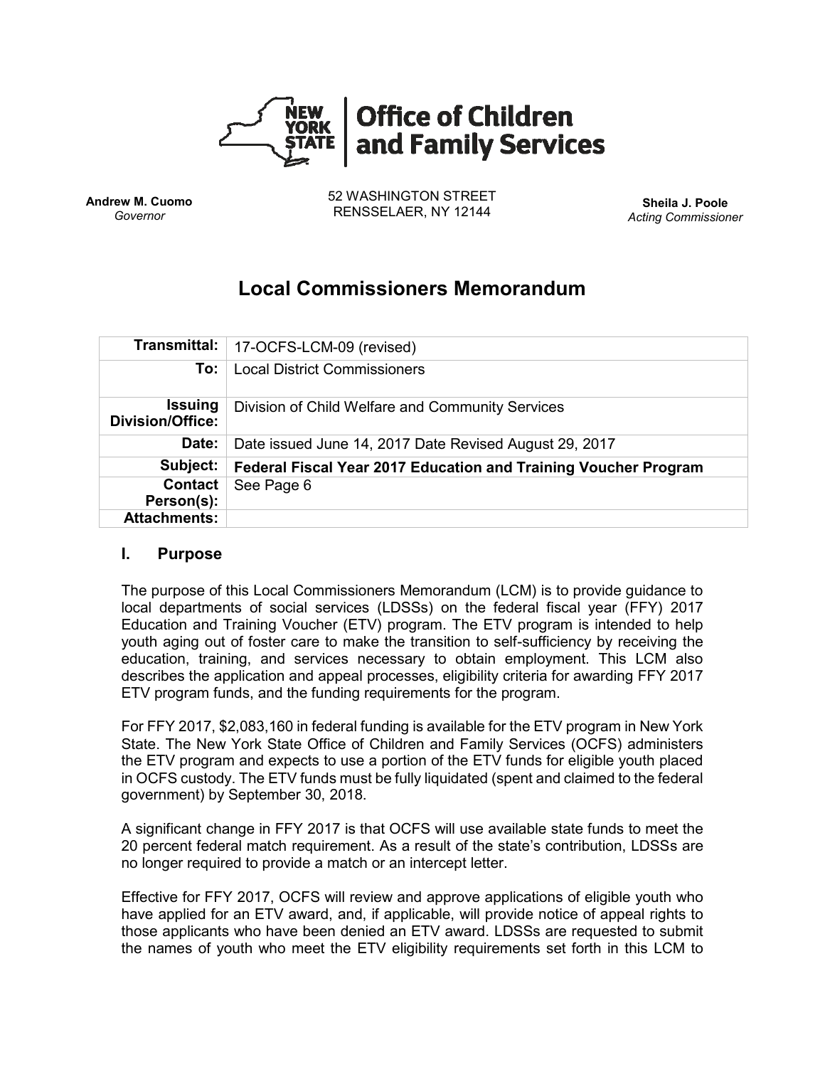**Office of Children and Family Services**

**Andrew M. Cuomo**
*Governor*

52 WASHINGTON STREET
RENSSELAER, NY 12144

**Sheila J. Poole**
*Acting Commissioner*

# Local Commissioners Memorandum

| | |
|---|---|
| **Transmittal:** | 17-OCFS-LCM-09 (revised) |
| **To:** | Local District Commissioners |
| **Issuing Division/Office:** | Division of Child Welfare and Community Services |
| **Date:** | Date issued June 14, 2017 Date Revised August 29, 2017 |
| **Subject:** | **Federal Fiscal Year 2017 Education and Training Voucher Program** |
| **Contact Person(s):** | See Page 6 |
| **Attachments:** | |

## I. Purpose

The purpose of this Local Commissioners Memorandum (LCM) is to provide guidance to local departments of social services (LDSSs) on the federal fiscal year (FFY) 2017 Education and Training Voucher (ETV) program. The ETV program is intended to help youth aging out of foster care to make the transition to self-sufficiency by receiving the education, training, and services necessary to obtain employment. This LCM also describes the application and appeal processes, eligibility criteria for awarding FFY 2017 ETV program funds, and the funding requirements for the program.

For FFY 2017, $2,083,160 in federal funding is available for the ETV program in New York State. The New York State Office of Children and Family Services (OCFS) administers the ETV program and expects to use a portion of the ETV funds for eligible youth placed in OCFS custody. The ETV funds must be fully liquidated (spent and claimed to the federal government) by September 30, 2018.

A significant change in FFY 2017 is that OCFS will use available state funds to meet the 20 percent federal match requirement. As a result of the state's contribution, LDSSs are no longer required to provide a match or an intercept letter.

Effective for FFY 2017, OCFS will review and approve applications of eligible youth who have applied for an ETV award, and, if applicable, will provide notice of appeal rights to those applicants who have been denied an ETV award. LDSSs are requested to submit the names of youth who meet the ETV eligibility requirements set forth in this LCM to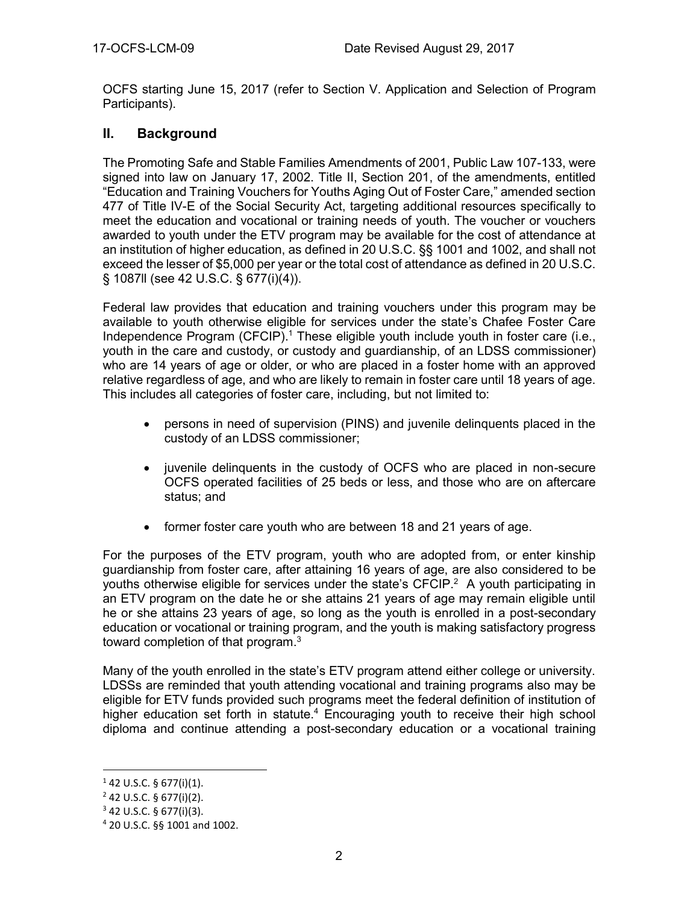OCFS starting June 15, 2017 (refer to Section V. Application and Selection of Program Participants).

## II. Background

The Promoting Safe and Stable Families Amendments of 2001, Public Law 107-133, were signed into law on January 17, 2002. Title II, Section 201, of the amendments, entitled "Education and Training Vouchers for Youths Aging Out of Foster Care," amended section 477 of Title IV-E of the Social Security Act, targeting additional resources specifically to meet the education and vocational or training needs of youth. The voucher or vouchers awarded to youth under the ETV program may be available for the cost of attendance at an institution of higher education, as defined in 20 U.S.C. §§ 1001 and 1002, and shall not exceed the lesser of $5,000 per year or the total cost of attendance as defined in 20 U.S.C. § 1087ll (see 42 U.S.C. § 677(i)(4)).

Federal law provides that education and training vouchers under this program may be available to youth otherwise eligible for services under the state's Chafee Foster Care Independence Program (CFCIP).[1] These eligible youth include youth in foster care (i.e., youth in the care and custody, or custody and guardianship, of an LDSS commissioner) who are 14 years of age or older, or who are placed in a foster home with an approved relative regardless of age, and who are likely to remain in foster care until 18 years of age. This includes all categories of foster care, including, but not limited to:

- persons in need of supervision (PINS) and juvenile delinquents placed in the custody of an LDSS commissioner;
- juvenile delinquents in the custody of OCFS who are placed in non-secure OCFS operated facilities of 25 beds or less, and those who are on aftercare status; and
- former foster care youth who are between 18 and 21 years of age.

For the purposes of the ETV program, youth who are adopted from, or enter kinship guardianship from foster care, after attaining 16 years of age, are also considered to be youths otherwise eligible for services under the state's CFCIP.[2] A youth participating in an ETV program on the date he or she attains 21 years of age may remain eligible until he or she attains 23 years of age, so long as the youth is enrolled in a post-secondary education or vocational or training program, and the youth is making satisfactory progress toward completion of that program.[3]

Many of the youth enrolled in the state's ETV program attend either college or university. LDSSs are reminded that youth attending vocational and training programs also may be eligible for ETV funds provided such programs meet the federal definition of institution of higher education set forth in statute.[4] Encouraging youth to receive their high school diploma and continue attending a post-secondary education or a vocational training

---

[1] 42 U.S.C. § 677(i)(1).

[2] 42 U.S.C. § 677(i)(2).

[3] 42 U.S.C. § 677(i)(3).

[4] 20 U.S.C. §§ 1001 and 1002.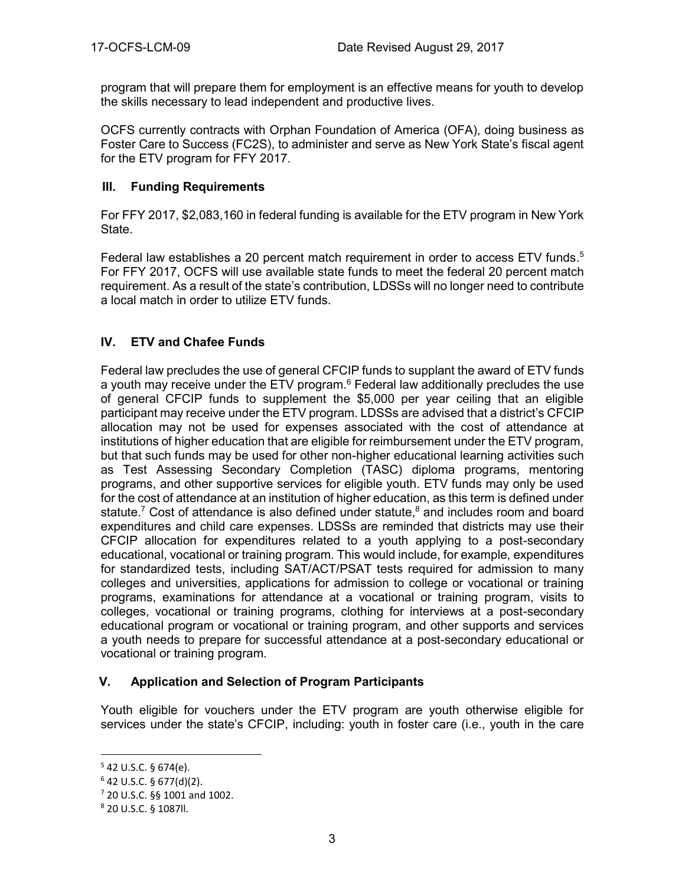program that will prepare them for employment is an effective means for youth to develop the skills necessary to lead independent and productive lives.

OCFS currently contracts with Orphan Foundation of America (OFA), doing business as Foster Care to Success (FC2S), to administer and serve as New York State's fiscal agent for the ETV program for FFY 2017.

## III. Funding Requirements

For FFY 2017, $2,083,160 in federal funding is available for the ETV program in New York State.

Federal law establishes a 20 percent match requirement in order to access ETV funds.[5] For FFY 2017, OCFS will use available state funds to meet the federal 20 percent match requirement. As a result of the state's contribution, LDSSs will no longer need to contribute a local match in order to utilize ETV funds.

## IV. ETV and Chafee Funds

Federal law precludes the use of general CFCIP funds to supplant the award of ETV funds a youth may receive under the ETV program.[6] Federal law additionally precludes the use of general CFCIP funds to supplement the $5,000 per year ceiling that an eligible participant may receive under the ETV program. LDSSs are advised that a district's CFCIP allocation may not be used for expenses associated with the cost of attendance at institutions of higher education that are eligible for reimbursement under the ETV program, but that such funds may be used for other non-higher educational learning activities such as Test Assessing Secondary Completion (TASC) diploma programs, mentoring programs, and other supportive services for eligible youth. ETV funds may only be used for the cost of attendance at an institution of higher education, as this term is defined under statute.[7] Cost of attendance is also defined under statute,[8] and includes room and board expenditures and child care expenses. LDSSs are reminded that districts may use their CFCIP allocation for expenditures related to a youth applying to a post-secondary educational, vocational or training program. This would include, for example, expenditures for standardized tests, including SAT/ACT/PSAT tests required for admission to many colleges and universities, applications for admission to college or vocational or training programs, examinations for attendance at a vocational or training program, visits to colleges, vocational or training programs, clothing for interviews at a post-secondary educational program or vocational or training program, and other supports and services a youth needs to prepare for successful attendance at a post-secondary educational or vocational or training program.

## V. Application and Selection of Program Participants

Youth eligible for vouchers under the ETV program are youth otherwise eligible for services under the state's CFCIP, including: youth in foster care (i.e., youth in the care

---

[5] 42 U.S.C. § 674(e).

[6] 42 U.S.C. § 677(d)(2).

[7] 20 U.S.C. §§ 1001 and 1002.

[8] 20 U.S.C. § 1087ll.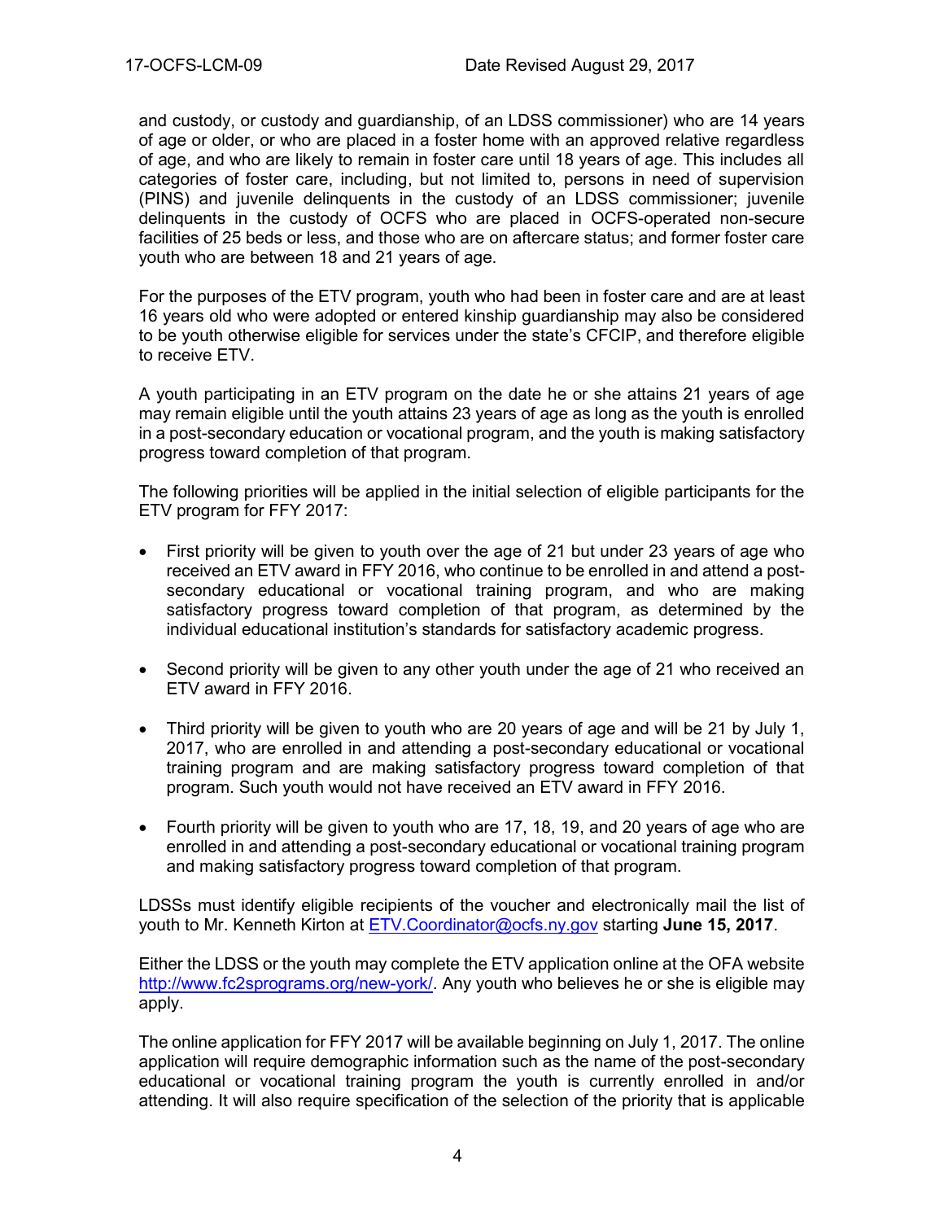and custody, or custody and guardianship, of an LDSS commissioner) who are 14 years of age or older, or who are placed in a foster home with an approved relative regardless of age, and who are likely to remain in foster care until 18 years of age. This includes all categories of foster care, including, but not limited to, persons in need of supervision (PINS) and juvenile delinquents in the custody of an LDSS commissioner; juvenile delinquents in the custody of OCFS who are placed in OCFS-operated non-secure facilities of 25 beds or less, and those who are on aftercare status; and former foster care youth who are between 18 and 21 years of age.

For the purposes of the ETV program, youth who had been in foster care and are at least 16 years old who were adopted or entered kinship guardianship may also be considered to be youth otherwise eligible for services under the state's CFCIP, and therefore eligible to receive ETV.

A youth participating in an ETV program on the date he or she attains 21 years of age may remain eligible until the youth attains 23 years of age as long as the youth is enrolled in a post-secondary education or vocational program, and the youth is making satisfactory progress toward completion of that program.

The following priorities will be applied in the initial selection of eligible participants for the ETV program for FFY 2017:

- First priority will be given to youth over the age of 21 but under 23 years of age who received an ETV award in FFY 2016, who continue to be enrolled in and attend a post-secondary educational or vocational training program, and who are making satisfactory progress toward completion of that program, as determined by the individual educational institution's standards for satisfactory academic progress.
- Second priority will be given to any other youth under the age of 21 who received an ETV award in FFY 2016.
- Third priority will be given to youth who are 20 years of age and will be 21 by July 1, 2017, who are enrolled in and attending a post-secondary educational or vocational training program and are making satisfactory progress toward completion of that program. Such youth would not have received an ETV award in FFY 2016.
- Fourth priority will be given to youth who are 17, 18, 19, and 20 years of age who are enrolled in and attending a post-secondary educational or vocational training program and making satisfactory progress toward completion of that program.

LDSSs must identify eligible recipients of the voucher and electronically mail the list of youth to Mr. Kenneth Kirton at ETV.Coordinator@ocfs.ny.gov starting **June 15, 2017**.

Either the LDSS or the youth may complete the ETV application online at the OFA website http://www.fc2sprograms.org/new-york/. Any youth who believes he or she is eligible may apply.

The online application for FFY 2017 will be available beginning on July 1, 2017. The online application will require demographic information such as the name of the post-secondary educational or vocational training program the youth is currently enrolled in and/or attending. It will also require specification of the selection of the priority that is applicable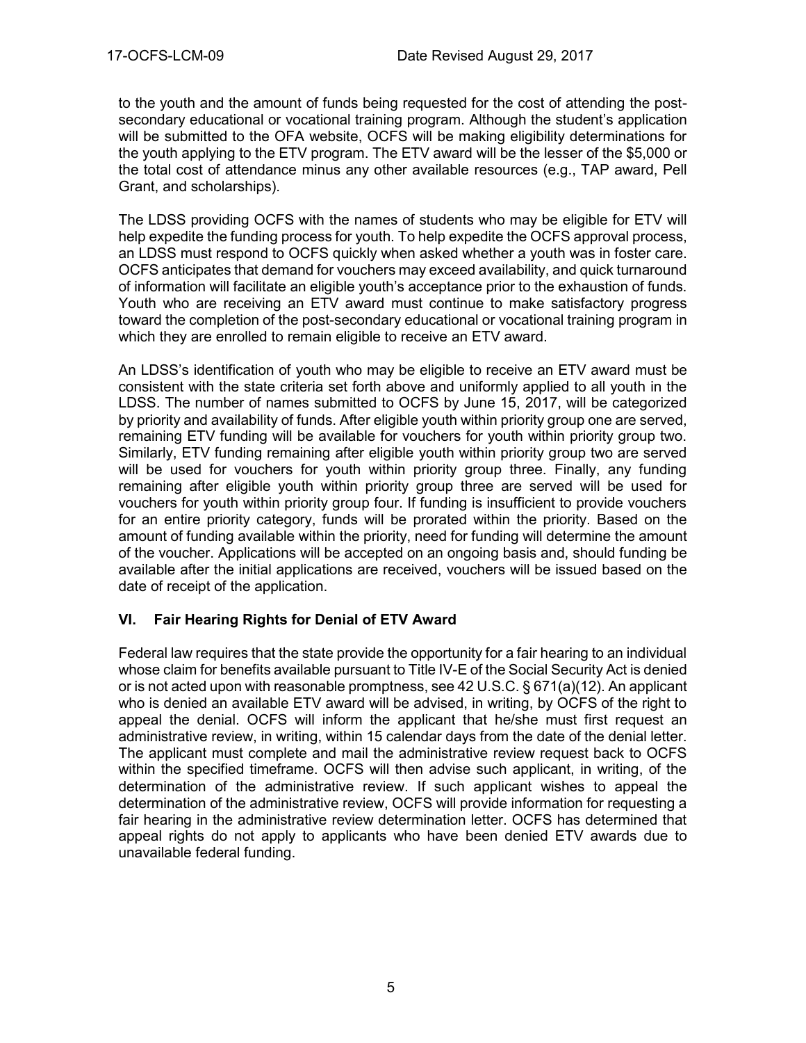to the youth and the amount of funds being requested for the cost of attending the post-secondary educational or vocational training program. Although the student's application will be submitted to the OFA website, OCFS will be making eligibility determinations for the youth applying to the ETV program. The ETV award will be the lesser of the $5,000 or the total cost of attendance minus any other available resources (e.g., TAP award, Pell Grant, and scholarships).

The LDSS providing OCFS with the names of students who may be eligible for ETV will help expedite the funding process for youth. To help expedite the OCFS approval process, an LDSS must respond to OCFS quickly when asked whether a youth was in foster care. OCFS anticipates that demand for vouchers may exceed availability, and quick turnaround of information will facilitate an eligible youth's acceptance prior to the exhaustion of funds. Youth who are receiving an ETV award must continue to make satisfactory progress toward the completion of the post-secondary educational or vocational training program in which they are enrolled to remain eligible to receive an ETV award.

An LDSS's identification of youth who may be eligible to receive an ETV award must be consistent with the state criteria set forth above and uniformly applied to all youth in the LDSS. The number of names submitted to OCFS by June 15, 2017, will be categorized by priority and availability of funds. After eligible youth within priority group one are served, remaining ETV funding will be available for vouchers for youth within priority group two. Similarly, ETV funding remaining after eligible youth within priority group two are served will be used for vouchers for youth within priority group three. Finally, any funding remaining after eligible youth within priority group three are served will be used for vouchers for youth within priority group four. If funding is insufficient to provide vouchers for an entire priority category, funds will be prorated within the priority. Based on the amount of funding available within the priority, need for funding will determine the amount of the voucher. Applications will be accepted on an ongoing basis and, should funding be available after the initial applications are received, vouchers will be issued based on the date of receipt of the application.

## VI. Fair Hearing Rights for Denial of ETV Award

Federal law requires that the state provide the opportunity for a fair hearing to an individual whose claim for benefits available pursuant to Title IV-E of the Social Security Act is denied or is not acted upon with reasonable promptness, see 42 U.S.C. § 671(a)(12). An applicant who is denied an available ETV award will be advised, in writing, by OCFS of the right to appeal the denial. OCFS will inform the applicant that he/she must first request an administrative review, in writing, within 15 calendar days from the date of the denial letter. The applicant must complete and mail the administrative review request back to OCFS within the specified timeframe. OCFS will then advise such applicant, in writing, of the determination of the administrative review. If such applicant wishes to appeal the determination of the administrative review, OCFS will provide information for requesting a fair hearing in the administrative review determination letter. OCFS has determined that appeal rights do not apply to applicants who have been denied ETV awards due to unavailable federal funding.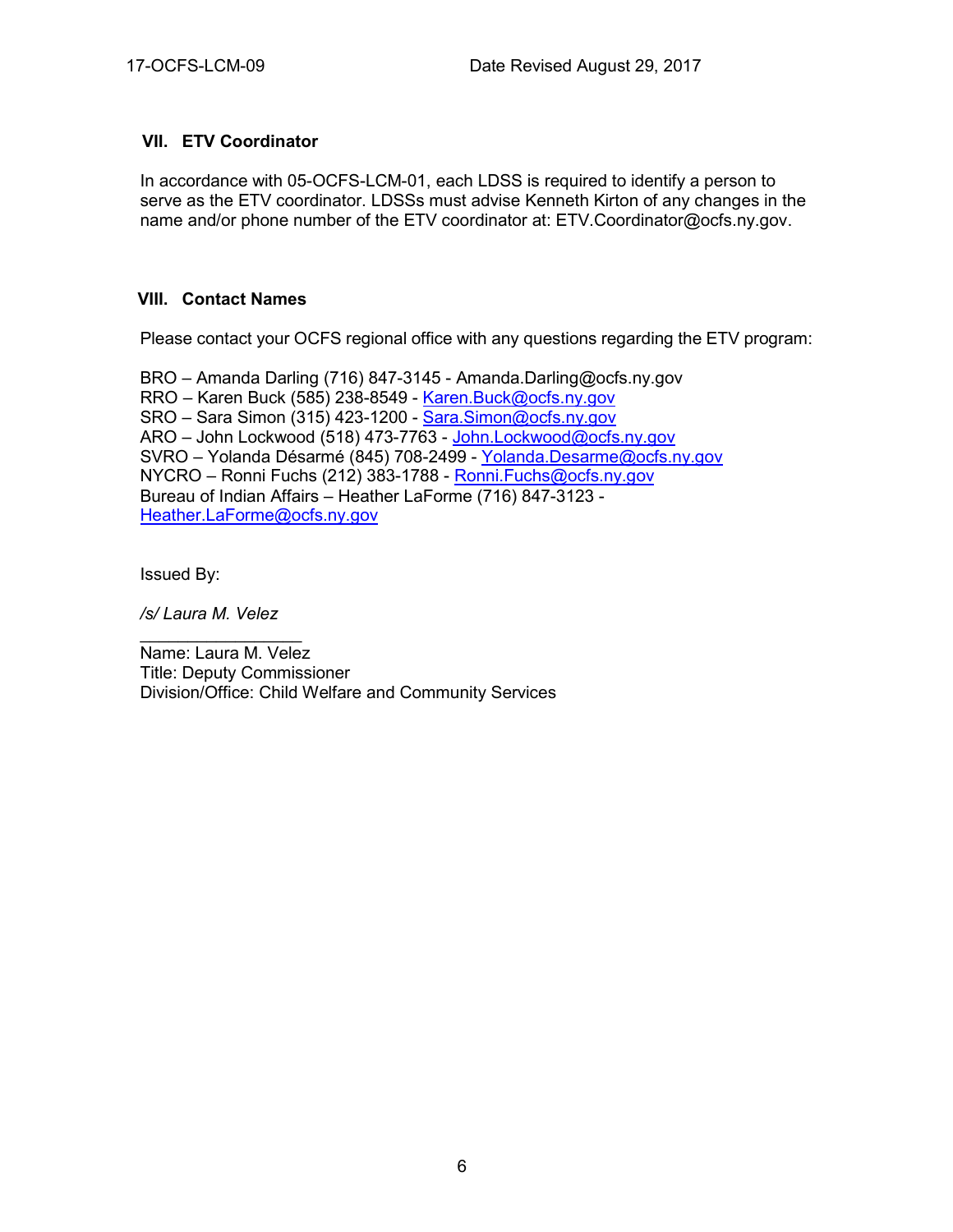## VII. ETV Coordinator

In accordance with 05-OCFS-LCM-01, each LDSS is required to identify a person to serve as the ETV coordinator. LDSSs must advise Kenneth Kirton of any changes in the name and/or phone number of the ETV coordinator at: ETV.Coordinator@ocfs.ny.gov.

## VIII. Contact Names

Please contact your OCFS regional office with any questions regarding the ETV program:

BRO – Amanda Darling (716) 847-3145 - Amanda.Darling@ocfs.ny.gov
RRO – Karen Buck (585) 238-8549 - Karen.Buck@ocfs.ny.gov
SRO – Sara Simon (315) 423-1200 - Sara.Simon@ocfs.ny.gov
ARO – John Lockwood (518) 473-7763 - John.Lockwood@ocfs.ny.gov
SVRO – Yolanda Désarmé (845) 708-2499 - Yolanda.Desarme@ocfs.ny.gov
NYCRO – Ronni Fuchs (212) 383-1788 - Ronni.Fuchs@ocfs.ny.gov
Bureau of Indian Affairs – Heather LaForme (716) 847-3123 - Heather.LaForme@ocfs.ny.gov

Issued By:

*/s/ Laura M. Velez*

Name: Laura M. Velez
Title: Deputy Commissioner
Division/Office: Child Welfare and Community Services